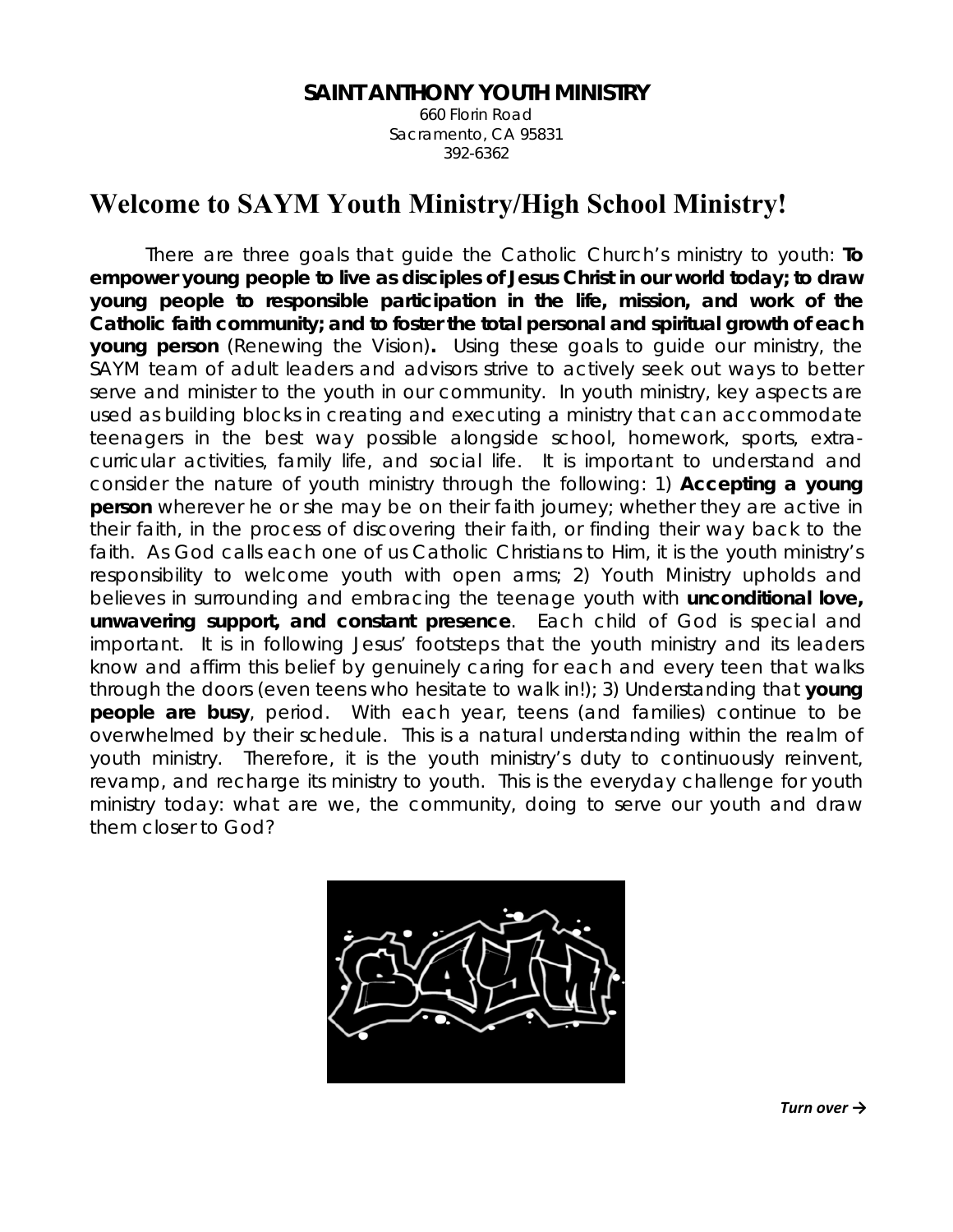**SAINT ANTHONY YOUTH MINISTRY**
660 Florin Road
Sacramento, CA 95831
392-6362

# Welcome to SAYM Youth Ministry/High School Ministry!

There are three goals that guide the Catholic Church's ministry to youth: **To empower young people to live as disciples of Jesus Christ in our world today; to draw young people to responsible participation in the life, mission, and work of the Catholic faith community; and to foster the total personal and spiritual growth of each young person** (Renewing the Vision)**.** Using these goals to guide our ministry, the SAYM team of adult leaders and advisors strive to actively seek out ways to better serve and minister to the youth in our community. In youth ministry, key aspects are used as building blocks in creating and executing a ministry that can accommodate teenagers in the best way possible alongside school, homework, sports, extra-curricular activities, family life, and social life. It is important to understand and consider the nature of youth ministry through the following: 1) **Accepting a young person** wherever he or she may be on their faith journey; whether they are active in their faith, in the process of discovering their faith, or finding their way back to the faith. As God calls each one of us Catholic Christians to Him, it is the youth ministry's responsibility to welcome youth with open arms; 2) Youth Ministry upholds and believes in surrounding and embracing the teenage youth with **unconditional love, unwavering support, and constant presence**. Each child of God is special and important. It is in following Jesus' footsteps that the youth ministry and its leaders know and affirm this belief by genuinely caring for each and every teen that walks through the doors (even teens who hesitate to walk in!); 3) Understanding that **young people are busy**, period. With each year, teens (and families) continue to be overwhelmed by their schedule. This is a natural understanding within the realm of youth ministry. Therefore, it is the youth ministry's duty to continuously reinvent, revamp, and recharge its ministry to youth. This is the everyday challenge for youth ministry today: what are we, the community, doing to serve our youth and draw them closer to God?

***Turn over →***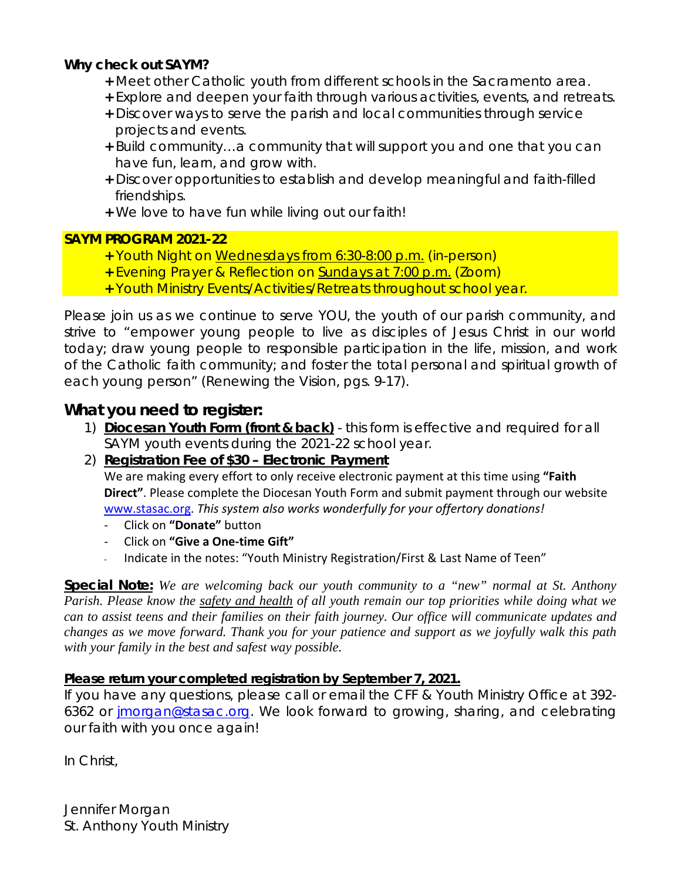**Why check out SAYM?**

+ Meet other Catholic youth from different schools in the Sacramento area.
+ Explore and deepen your faith through various activities, events, and retreats.
+ Discover ways to serve the parish and local communities through service projects and events.
+ Build community…a community that will support you and one that you can have fun, learn, and grow with.
+ Discover opportunities to establish and develop meaningful and faith-filled friendships.
+ We love to have fun while living out our faith!

**SAYM PROGRAM 2021-22**

+ Youth Night on <u>Wednesdays from 6:30-8:00 p.m.</u> (in-person)
+ Evening Prayer & Reflection on <u>Sundays at 7:00 p.m.</u> (Zoom)
+ Youth Ministry Events/Activities/Retreats throughout school year.

Please join us as we continue to serve YOU, the youth of our parish community, and strive to "empower young people to live as disciples of Jesus Christ in our world today; draw young people to responsible participation in the life, mission, and work of the Catholic faith community; and foster the total personal and spiritual growth of each young person" (Renewing the Vision, pgs. 9-17).

## What you need to register:

1) **<u>Diocesan Youth Form (front & back)</u>** - this form is effective and required for all SAYM youth events during the 2021-22 school year.
2) **<u>Registration Fee of $30 – Electronic Payment</u>**
   We are making every effort to only receive electronic payment at this time using **"Faith Direct"**. Please complete the Diocesan Youth Form and submit payment through our website www.stasac.org. *This system also works wonderfully for your offertory donations!*
   - Click on **"Donate"** button
   - Click on **"Give a One-time Gift"**
   - Indicate in the notes: "Youth Ministry Registration/First & Last Name of Teen"

**<u>Special Note:</u>** *We are welcoming back our youth community to a "new" normal at St. Anthony Parish. Please know the <u>safety and health</u> of all youth remain our top priorities while doing what we can to assist teens and their families on their faith journey. Our office will communicate updates and changes as we move forward. Thank you for your patience and support as we joyfully walk this path with your family in the best and safest way possible.*

**<u>Please return your completed registration by September 7, 2021.</u>**
If you have any questions, please call or email the CFF & Youth Ministry Office at 392-6362 or jmorgan@stasac.org. We look forward to growing, sharing, and celebrating our faith with you once again!

In Christ,

Jennifer Morgan
St. Anthony Youth Ministry